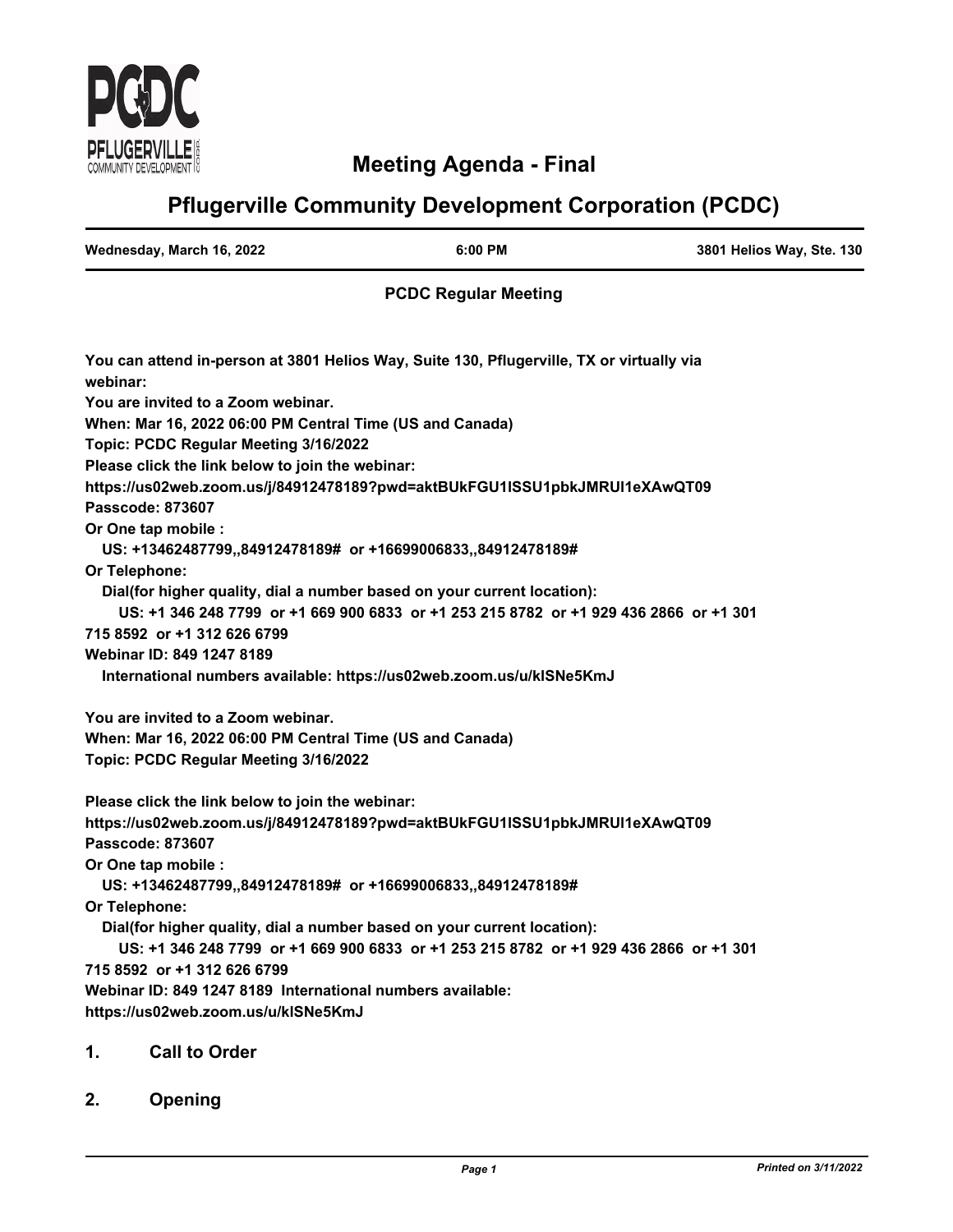# Meeting Agenda - Final

## Pflugerville Community Development Corporation (PCDC)

| Wednesday, March 16, 2022 | 6:00 PM | 3801 Helios Way, Ste. 130 |
|---|---|---|

**PCDC Regular Meeting**

**You can attend in-person at 3801 Helios Way, Suite 130, Pflugerville, TX or virtually via webinar:**
**You are invited to a Zoom webinar.**
**When: Mar 16, 2022 06:00 PM Central Time (US and Canada)**
**Topic: PCDC Regular Meeting 3/16/2022**
**Please click the link below to join the webinar:**
**https://us02web.zoom.us/j/84912478189?pwd=aktBUkFGU1lSSU1pbkJMRUl1eXAwQT09**
**Passcode: 873607**
**Or One tap mobile :**
**US: +13462487799,,84912478189# or +16699006833,,84912478189#**
**Or Telephone:**
**Dial(for higher quality, dial a number based on your current location):**
**US: +1 346 248 7799 or +1 669 900 6833 or +1 253 215 8782 or +1 929 436 2866 or +1 301 715 8592 or +1 312 626 6799**
**Webinar ID: 849 1247 8189**
**International numbers available: https://us02web.zoom.us/u/klSNe5KmJ**

**You are invited to a Zoom webinar.**
**When: Mar 16, 2022 06:00 PM Central Time (US and Canada)**
**Topic: PCDC Regular Meeting 3/16/2022**

**Please click the link below to join the webinar:**
**https://us02web.zoom.us/j/84912478189?pwd=aktBUkFGU1lSSU1pbkJMRUl1eXAwQT09**
**Passcode: 873607**
**Or One tap mobile :**
**US: +13462487799,,84912478189# or +16699006833,,84912478189#**
**Or Telephone:**
**Dial(for higher quality, dial a number based on your current location):**
**US: +1 346 248 7799 or +1 669 900 6833 or +1 253 215 8782 or +1 929 436 2866 or +1 301 715 8592 or +1 312 626 6799**
**Webinar ID: 849 1247 8189 International numbers available: https://us02web.zoom.us/u/klSNe5KmJ**

## 1. Call to Order

## 2. Opening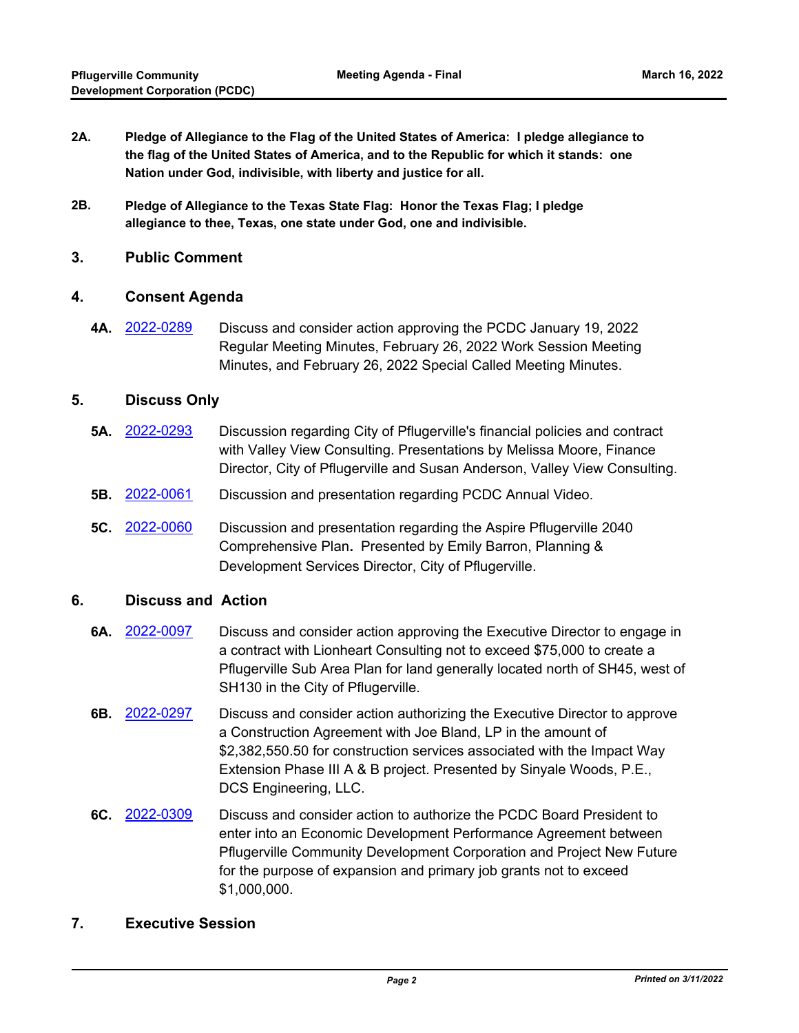**2A. Pledge of Allegiance to the Flag of the United States of America: I pledge allegiance to the flag of the United States of America, and to the Republic for which it stands: one Nation under God, indivisible, with liberty and justice for all.**

**2B. Pledge of Allegiance to the Texas State Flag: Honor the Texas Flag; I pledge allegiance to thee, Texas, one state under God, one and indivisible.**

## 3. Public Comment

## 4. Consent Agenda

**4A.** 2022-0289 Discuss and consider action approving the PCDC January 19, 2022 Regular Meeting Minutes, February 26, 2022 Work Session Meeting Minutes, and February 26, 2022 Special Called Meeting Minutes.

## 5. Discuss Only

**5A.** 2022-0293 Discussion regarding City of Pflugerville's financial policies and contract with Valley View Consulting. Presentations by Melissa Moore, Finance Director, City of Pflugerville and Susan Anderson, Valley View Consulting.

**5B.** 2022-0061 Discussion and presentation regarding PCDC Annual Video.

**5C.** 2022-0060 Discussion and presentation regarding the Aspire Pflugerville 2040 Comprehensive Plan**.** Presented by Emily Barron, Planning & Development Services Director, City of Pflugerville.

## 6. Discuss and Action

**6A.** 2022-0097 Discuss and consider action approving the Executive Director to engage in a contract with Lionheart Consulting not to exceed $75,000 to create a Pflugerville Sub Area Plan for land generally located north of SH45, west of SH130 in the City of Pflugerville.

**6B.** 2022-0297 Discuss and consider action authorizing the Executive Director to approve a Construction Agreement with Joe Bland, LP in the amount of $2,382,550.50 for construction services associated with the Impact Way Extension Phase III A & B project. Presented by Sinyale Woods, P.E., DCS Engineering, LLC.

**6C.** 2022-0309 Discuss and consider action to authorize the PCDC Board President to enter into an Economic Development Performance Agreement between Pflugerville Community Development Corporation and Project New Future for the purpose of expansion and primary job grants not to exceed $1,000,000.

## 7. Executive Session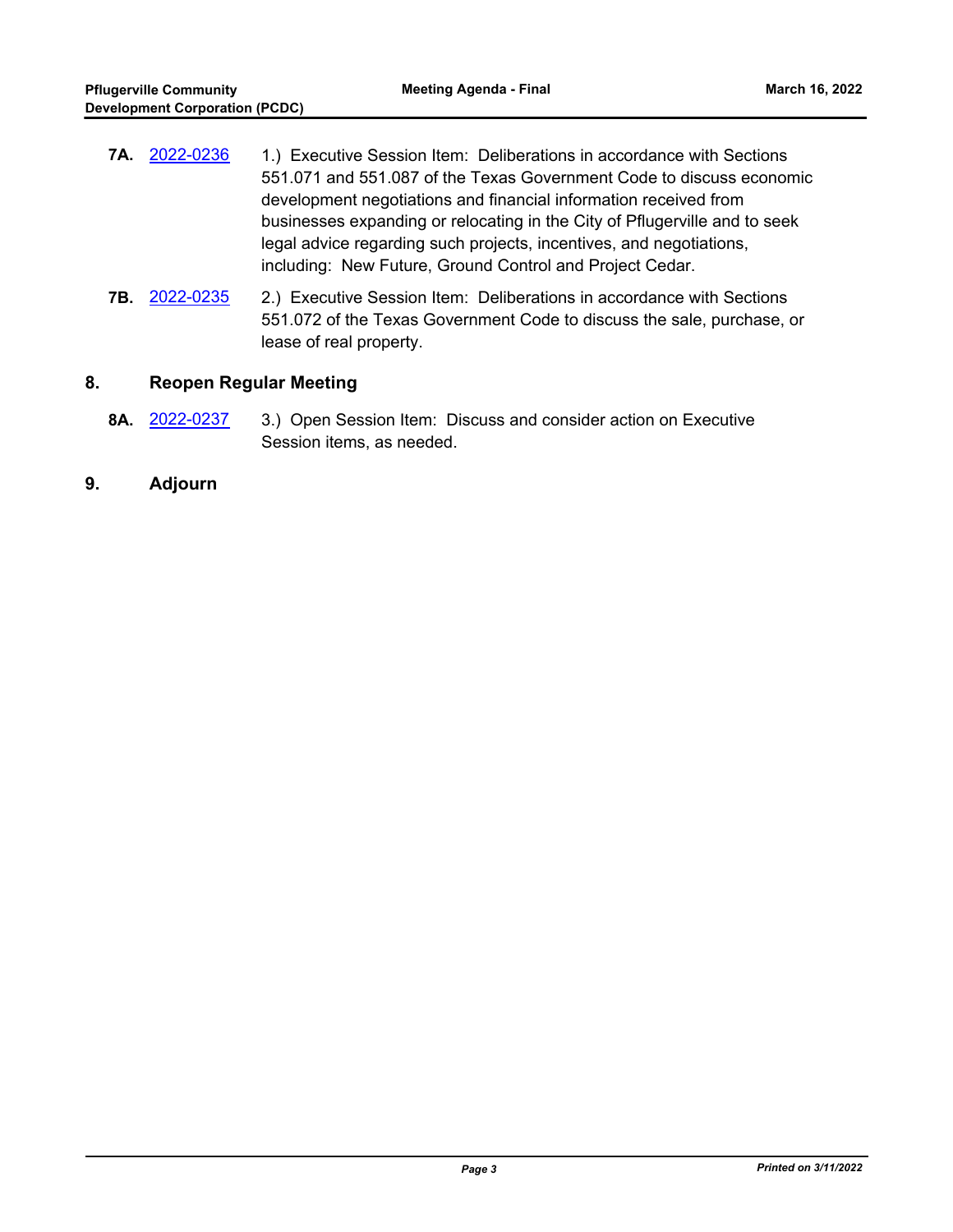**7A.** 2022-0236 1.) Executive Session Item: Deliberations in accordance with Sections 551.071 and 551.087 of the Texas Government Code to discuss economic development negotiations and financial information received from businesses expanding or relocating in the City of Pflugerville and to seek legal advice regarding such projects, incentives, and negotiations, including: New Future, Ground Control and Project Cedar.

**7B.** 2022-0235 2.) Executive Session Item: Deliberations in accordance with Sections 551.072 of the Texas Government Code to discuss the sale, purchase, or lease of real property.

## 8. Reopen Regular Meeting

**8A.** 2022-0237 3.) Open Session Item: Discuss and consider action on Executive Session items, as needed.

## 9. Adjourn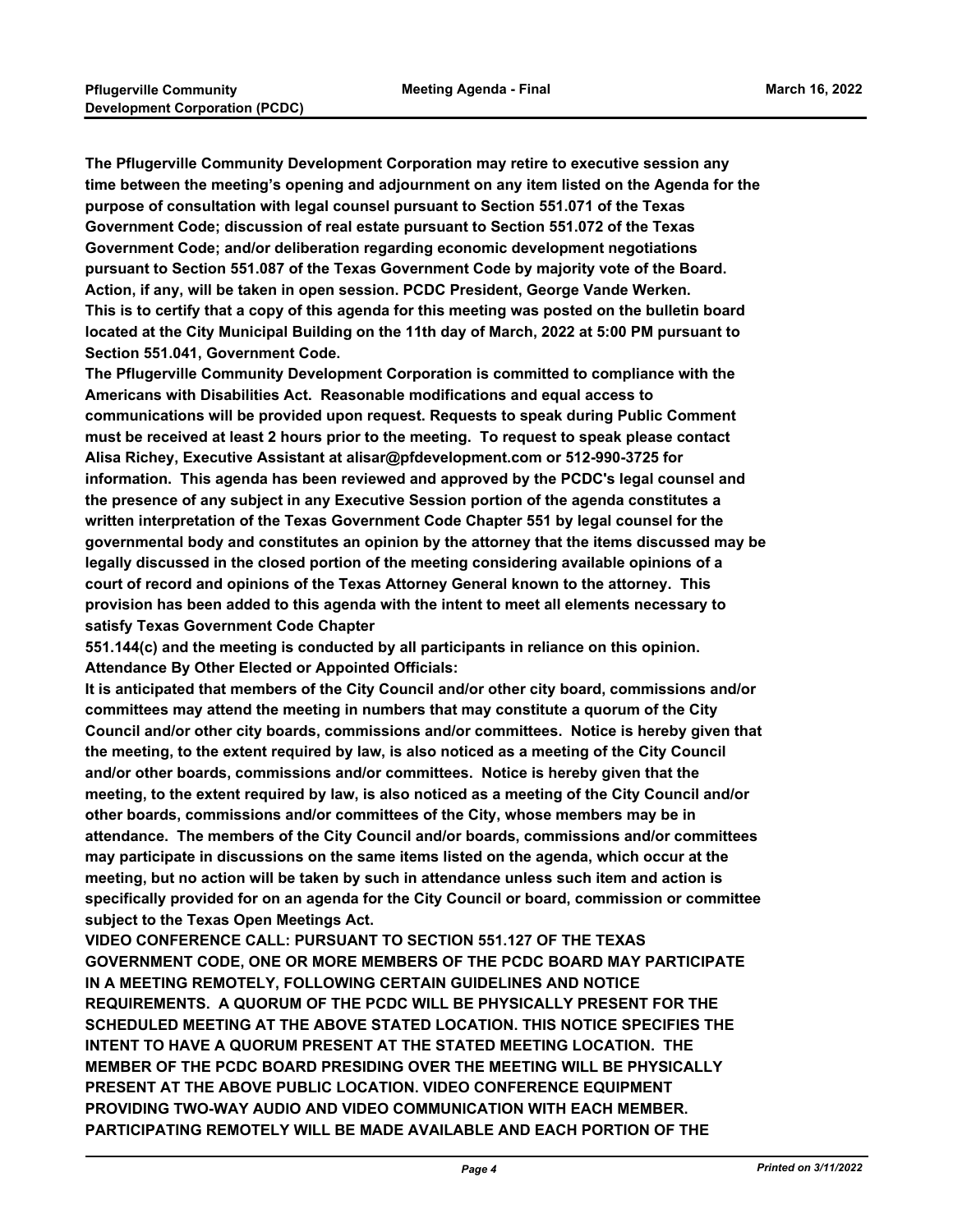**The Pflugerville Community Development Corporation may retire to executive session any time between the meeting's opening and adjournment on any item listed on the Agenda for the purpose of consultation with legal counsel pursuant to Section 551.071 of the Texas Government Code; discussion of real estate pursuant to Section 551.072 of the Texas Government Code; and/or deliberation regarding economic development negotiations pursuant to Section 551.087 of the Texas Government Code by majority vote of the Board. Action, if any, will be taken in open session. PCDC President, George Vande Werken.**

**This is to certify that a copy of this agenda for this meeting was posted on the bulletin board located at the City Municipal Building on the 11th day of March, 2022 at 5:00 PM pursuant to Section 551.041, Government Code.**

**The Pflugerville Community Development Corporation is committed to compliance with the Americans with Disabilities Act. Reasonable modifications and equal access to communications will be provided upon request. Requests to speak during Public Comment must be received at least 2 hours prior to the meeting. To request to speak please contact Alisa Richey, Executive Assistant at alisar@pfdevelopment.com or 512-990-3725 for information. This agenda has been reviewed and approved by the PCDC's legal counsel and the presence of any subject in any Executive Session portion of the agenda constitutes a written interpretation of the Texas Government Code Chapter 551 by legal counsel for the governmental body and constitutes an opinion by the attorney that the items discussed may be legally discussed in the closed portion of the meeting considering available opinions of a court of record and opinions of the Texas Attorney General known to the attorney. This provision has been added to this agenda with the intent to meet all elements necessary to satisfy Texas Government Code Chapter 551.144(c) and the meeting is conducted by all participants in reliance on this opinion.**

**Attendance By Other Elected or Appointed Officials:**

**It is anticipated that members of the City Council and/or other city board, commissions and/or committees may attend the meeting in numbers that may constitute a quorum of the City Council and/or other city boards, commissions and/or committees. Notice is hereby given that the meeting, to the extent required by law, is also noticed as a meeting of the City Council and/or other boards, commissions and/or committees. Notice is hereby given that the meeting, to the extent required by law, is also noticed as a meeting of the City Council and/or other boards, commissions and/or committees of the City, whose members may be in attendance. The members of the City Council and/or boards, commissions and/or committees may participate in discussions on the same items listed on the agenda, which occur at the meeting, but no action will be taken by such in attendance unless such item and action is specifically provided for on an agenda for the City Council or board, commission or committee subject to the Texas Open Meetings Act.**

**VIDEO CONFERENCE CALL: PURSUANT TO SECTION 551.127 OF THE TEXAS GOVERNMENT CODE, ONE OR MORE MEMBERS OF THE PCDC BOARD MAY PARTICIPATE IN A MEETING REMOTELY, FOLLOWING CERTAIN GUIDELINES AND NOTICE REQUIREMENTS. A QUORUM OF THE PCDC WILL BE PHYSICALLY PRESENT FOR THE SCHEDULED MEETING AT THE ABOVE STATED LOCATION. THIS NOTICE SPECIFIES THE INTENT TO HAVE A QUORUM PRESENT AT THE STATED MEETING LOCATION. THE MEMBER OF THE PCDC BOARD PRESIDING OVER THE MEETING WILL BE PHYSICALLY PRESENT AT THE ABOVE PUBLIC LOCATION. VIDEO CONFERENCE EQUIPMENT PROVIDING TWO-WAY AUDIO AND VIDEO COMMUNICATION WITH EACH MEMBER. PARTICIPATING REMOTELY WILL BE MADE AVAILABLE AND EACH PORTION OF THE**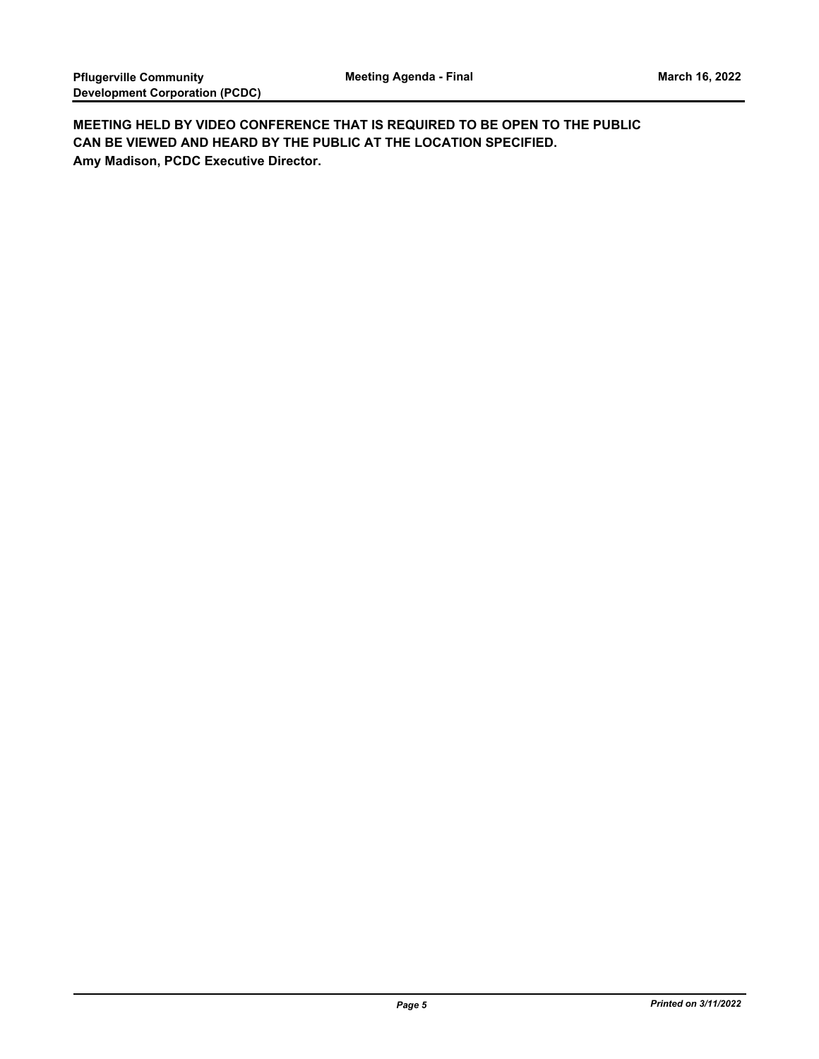**MEETING HELD BY VIDEO CONFERENCE THAT IS REQUIRED TO BE OPEN TO THE PUBLIC CAN BE VIEWED AND HEARD BY THE PUBLIC AT THE LOCATION SPECIFIED.**
**Amy Madison, PCDC Executive Director.**